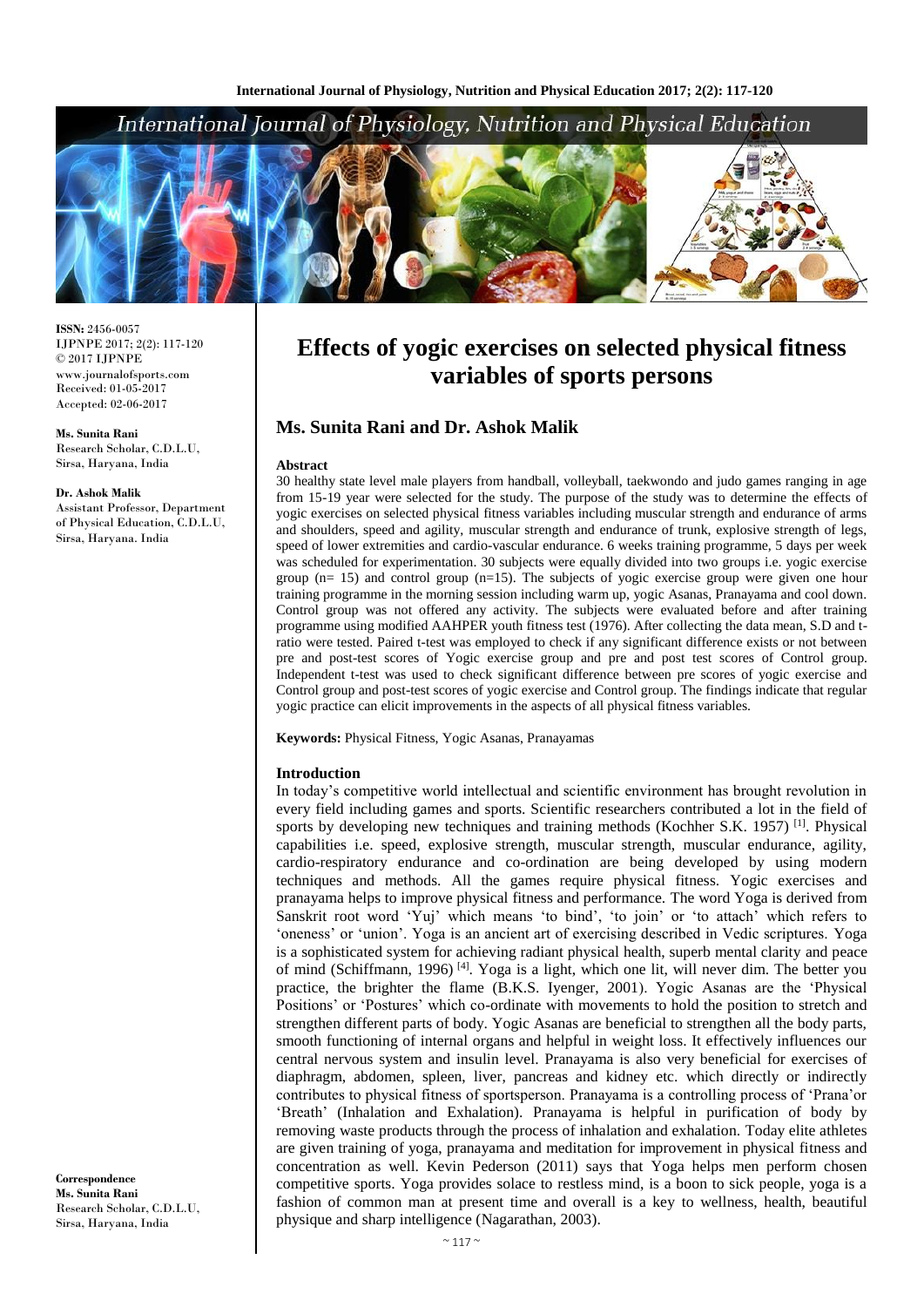# Effects of yogic exercises on selected physical fitness variables of sports persons

## Ms. Sunita Rani and Dr. Ashok Malik

ISSN: 2456-0057
IJPNPE 2017; 2(2): 117-120
© 2017 IJPNPE
www.journalofsports.com
Received: 01-05-2017
Accepted: 02-06-2017

**Ms. Sunita Rani**
Research Scholar, C.D.L.U, Sirsa, Haryana, India

**Dr. Ashok Malik**
Assistant Professor, Department of Physical Education, C.D.L.U, Sirsa, Haryana. India

**Correspondence**
**Ms. Sunita Rani**
Research Scholar, C.D.L.U, Sirsa, Haryana, India

### Abstract

30 healthy state level male players from handball, volleyball, taekwondo and judo games ranging in age from 15-19 year were selected for the study. The purpose of the study was to determine the effects of yogic exercises on selected physical fitness variables including muscular strength and endurance of arms and shoulders, speed and agility, muscular strength and endurance of trunk, explosive strength of legs, speed of lower extremities and cardio-vascular endurance. 6 weeks training programme, 5 days per week was scheduled for experimentation. 30 subjects were equally divided into two groups i.e. yogic exercise group (n= 15) and control group (n=15). The subjects of yogic exercise group were given one hour training programme in the morning session including warm up, yogic Asanas, Pranayama and cool down. Control group was not offered any activity. The subjects were evaluated before and after training programme using modified AAHPER youth fitness test (1976). After collecting the data mean, S.D and t-ratio were tested. Paired t-test was employed to check if any significant difference exists or not between pre and post-test scores of Yogic exercise group and pre and post test scores of Control group. Independent t-test was used to check significant difference between pre scores of yogic exercise and Control group and post-test scores of yogic exercise and Control group. The findings indicate that regular yogic practice can elicit improvements in the aspects of all physical fitness variables.

**Keywords:** Physical Fitness, Yogic Asanas, Pranayamas

### Introduction

In today's competitive world intellectual and scientific environment has brought revolution in every field including games and sports. Scientific researchers contributed a lot in the field of sports by developing new techniques and training methods (Kochher S.K. 1957) [1]. Physical capabilities i.e. speed, explosive strength, muscular strength, muscular endurance, agility, cardio-respiratory endurance and co-ordination are being developed by using modern techniques and methods. All the games require physical fitness. Yogic exercises and pranayama helps to improve physical fitness and performance. The word Yoga is derived from Sanskrit root word 'Yuj' which means 'to bind', 'to join' or 'to attach' which refers to 'oneness' or 'union'. Yoga is an ancient art of exercising described in Vedic scriptures. Yoga is a sophisticated system for achieving radiant physical health, superb mental clarity and peace of mind (Schiffmann, 1996) [4]. Yoga is a light, which one lit, will never dim. The better you practice, the brighter the flame (B.K.S. Iyenger, 2001). Yogic Asanas are the 'Physical Positions' or 'Postures' which co-ordinate with movements to hold the position to stretch and strengthen different parts of body. Yogic Asanas are beneficial to strengthen all the body parts, smooth functioning of internal organs and helpful in weight loss. It effectively influences our central nervous system and insulin level. Pranayama is also very beneficial for exercises of diaphragm, abdomen, spleen, liver, pancreas and kidney etc. which directly or indirectly contributes to physical fitness of sportsperson. Pranayama is a controlling process of 'Prana'or 'Breath' (Inhalation and Exhalation). Pranayama is helpful in purification of body by removing waste products through the process of inhalation and exhalation. Today elite athletes are given training of yoga, pranayama and meditation for improvement in physical fitness and concentration as well. Kevin Pederson (2011) says that Yoga helps men perform chosen competitive sports. Yoga provides solace to restless mind, is a boon to sick people, yoga is a fashion of common man at present time and overall is a key to wellness, health, beautiful physique and sharp intelligence (Nagarathan, 2003).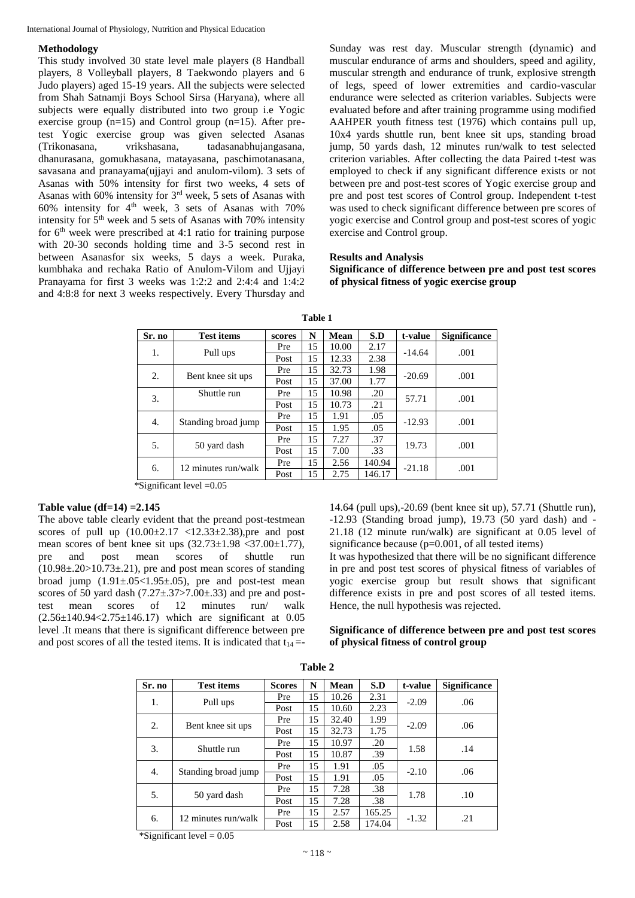### Methodology

This study involved 30 state level male players (8 Handball players, 8 Volleyball players, 8 Taekwondo players and 6 Judo players) aged 15-19 years. All the subjects were selected from Shah Satnamji Boys School Sirsa (Haryana), where all subjects were equally distributed into two group i.e Yogic exercise group (n=15) and Control group (n=15). After pre-test Yogic exercise group was given selected Asanas (Trikonasana, vrikshasana, tadasanabhujangasana, dhanurasana, gomukhasana, matayasana, paschimotanasana, savasana and pranayama(ujjayi and anulom-vilom). 3 sets of Asanas with 50% intensity for first two weeks, 4 sets of Asanas with 60% intensity for 3rd week, 5 sets of Asanas with 60% intensity for 4th week, 3 sets of Asanas with 70% intensity for 5th week and 5 sets of Asanas with 70% intensity for 6th week were prescribed at 4:1 ratio for training purpose with 20-30 seconds holding time and 3-5 second rest in between Asanasfor six weeks, 5 days a week. Puraka, kumbhaka and rechaka Ratio of Anulom-Vilom and Ujjayi Pranayama for first 3 weeks was 1:2:2 and 2:4:4 and 1:4:2 and 4:8:8 for next 3 weeks respectively. Every Thursday and Sunday was rest day. Muscular strength (dynamic) and muscular endurance of arms and shoulders, speed and agility, muscular strength and endurance of trunk, explosive strength of legs, speed of lower extremities and cardio-vascular endurance were selected as criterion variables. Subjects were evaluated before and after training programme using modified AAHPER youth fitness test (1976) which contains pull up, 10x4 yards shuttle run, bent knee sit ups, standing broad jump, 50 yards dash, 12 minutes run/walk to test selected criterion variables. After collecting the data Paired t-test was employed to check if any significant difference exists or not between pre and post-test scores of Yogic exercise group and pre and post test scores of Control group. Independent t-test was used to check significant difference between pre scores of yogic exercise and Control group and post-test scores of yogic exercise and Control group.

### Results and Analysis

**Significance of difference between pre and post test scores of physical fitness of yogic exercise group**

**Table 1**

| Sr. no | Test items | scores | N | Mean | S.D | t-value | Significance |
|---|---|---|---|---|---|---|---|
| 1. | Pull ups | Pre | 15 | 10.00 | 2.17 | -14.64 | .001 |
| | | Post | 15 | 12.33 | 2.38 | | |
| 2. | Bent knee sit ups | Pre | 15 | 32.73 | 1.98 | -20.69 | .001 |
| | | Post | 15 | 37.00 | 1.77 | | |
| 3. | Shuttle run | Pre | 15 | 10.98 | .20 | 57.71 | .001 |
| | | Post | 15 | 10.73 | .21 | | |
| 4. | Standing broad jump | Pre | 15 | 1.91 | .05 | -12.93 | .001 |
| | | Post | 15 | 1.95 | .05 | | |
| 5. | 50 yard dash | Pre | 15 | 7.27 | .37 | 19.73 | .001 |
| | | Post | 15 | 7.00 | .33 | | |
| 6. | 12 minutes run/walk | Pre | 15 | 2.56 | 140.94 | -21.18 | .001 |
| | | Post | 15 | 2.75 | 146.17 | | |

*Significant level =0.05

**Table value (df=14) =2.145**

The above table clearly evident that the preand post-testmean scores of pull up (10.00±2.17 <12.33±2.38),pre and post mean scores of bent knee sit ups (32.73±1.98 <37.00±1.77), pre and post mean scores of shuttle run (10.98±.20>10.73±.21), pre and post mean scores of standing broad jump (1.91±.05<1.95±.05), pre and post-test mean scores of 50 yard dash (7.27±.37>7.00±.33) and pre and post-test mean scores of 12 minutes run/ walk (2.56±140.94<2.75±146.17) which are significant at 0.05 level .It means that there is significant difference between pre and post scores of all the tested items. It is indicated that $t_{14}$ =-14.64 (pull ups),-20.69 (bent knee sit up), 57.71 (Shuttle run), -12.93 (Standing broad jump), 19.73 (50 yard dash) and -21.18 (12 minute run/walk) are significant at 0.05 level of significance because (p=0.001, of all tested items)

It was hypothesized that there will be no significant difference in pre and post test scores of physical fitness of variables of yogic exercise group but result shows that significant difference exists in pre and post scores of all tested items. Hence, the null hypothesis was rejected.

**Significance of difference between pre and post test scores of physical fitness of control group**

**Table 2**

| Sr. no | Test items | Scores | N | Mean | S.D | t-value | Significance |
|---|---|---|---|---|---|---|---|
| 1. | Pull ups | Pre | 15 | 10.26 | 2.31 | -2.09 | .06 |
| | | Post | 15 | 10.60 | 2.23 | | |
| 2. | Bent knee sit ups | Pre | 15 | 32.40 | 1.99 | -2.09 | .06 |
| | | Post | 15 | 32.73 | 1.75 | | |
| 3. | Shuttle run | Pre | 15 | 10.97 | .20 | 1.58 | .14 |
| | | Post | 15 | 10.87 | .39 | | |
| 4. | Standing broad jump | Pre | 15 | 1.91 | .05 | -2.10 | .06 |
| | | Post | 15 | 1.91 | .05 | | |
| 5. | 50 yard dash | Pre | 15 | 7.28 | .38 | 1.78 | .10 |
| | | Post | 15 | 7.28 | .38 | | |
| 6. | 12 minutes run/walk | Pre | 15 | 2.57 | 165.25 | -1.32 | .21 |
| | | Post | 15 | 2.58 | 174.04 | | |

*Significant level = 0.05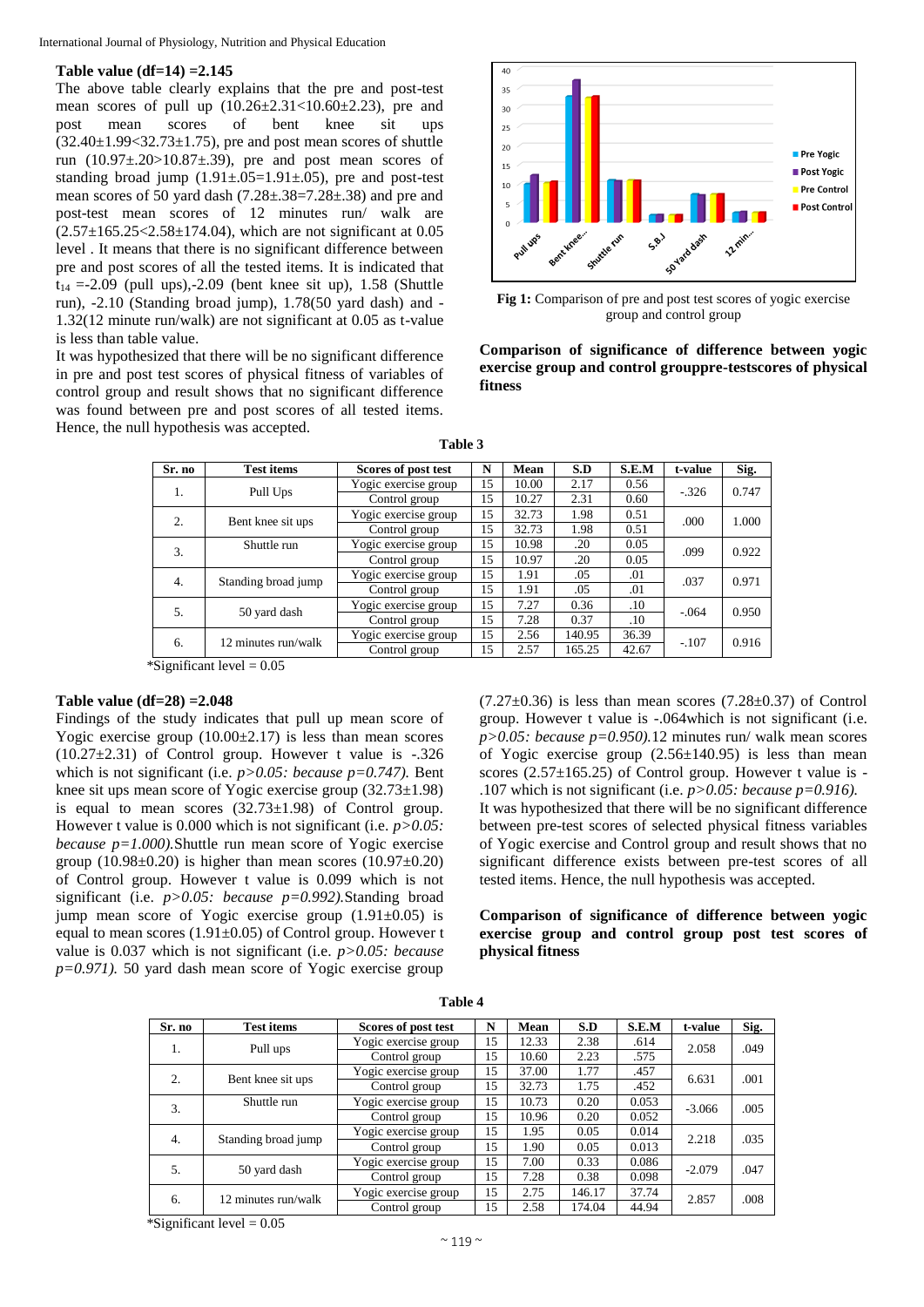**Table value (df=14) =2.145**

The above table clearly explains that the pre and post-test mean scores of pull up (10.26±2.31<10.60±2.23), pre and post mean scores of bent knee sit ups (32.40±1.99<32.73±1.75), pre and post mean scores of shuttle run (10.97±.20>10.87±.39), pre and post mean scores of standing broad jump (1.91±.05=1.91±.05), pre and post-test mean scores of 50 yard dash (7.28±.38=7.28±.38) and pre and post-test mean scores of 12 minutes run/ walk are (2.57±165.25<2.58±174.04), which are not significant at 0.05 level . It means that there is no significant difference between pre and post scores of all the tested items. It is indicated that $t_{14}$ =-2.09 (pull ups),-2.09 (bent knee sit up), 1.58 (Shuttle run), -2.10 (Standing broad jump), 1.78(50 yard dash) and -1.32(12 minute run/walk) are not significant at 0.05 as t-value is less than table value.

It was hypothesized that there will be no significant difference in pre and post test scores of physical fitness of variables of control group and result shows that no significant difference was found between pre and post scores of all tested items. Hence, the null hypothesis was accepted.

**Fig 1:** Comparison of pre and post test scores of yogic exercise group and control group

**Comparison of significance of difference between yogic exercise group and control grouppre-testscores of physical fitness**

**Table 3**

| Sr. no | Test items | Scores of post test | N | Mean | S.D | S.E.M | t-value | Sig. |
|---|---|---|---|---|---|---|---|---|
| 1. | Pull Ups | Yogic exercise group | 15 | 10.00 | 2.17 | 0.56 | -.326 | 0.747 |
| | | Control group | 15 | 10.27 | 2.31 | 0.60 | | |
| 2. | Bent knee sit ups | Yogic exercise group | 15 | 32.73 | 1.98 | 0.51 | .000 | 1.000 |
| | | Control group | 15 | 32.73 | 1.98 | 0.51 | | |
| 3. | Shuttle run | Yogic exercise group | 15 | 10.98 | .20 | 0.05 | .099 | 0.922 |
| | | Control group | 15 | 10.97 | .20 | 0.05 | | |
| 4. | Standing broad jump | Yogic exercise group | 15 | 1.91 | .05 | .01 | .037 | 0.971 |
| | | Control group | 15 | 1.91 | .05 | .01 | | |
| 5. | 50 yard dash | Yogic exercise group | 15 | 7.27 | 0.36 | .10 | -.064 | 0.950 |
| | | Control group | 15 | 7.28 | 0.37 | .10 | | |
| 6. | 12 minutes run/walk | Yogic exercise group | 15 | 2.56 | 140.95 | 36.39 | -.107 | 0.916 |
| | | Control group | 15 | 2.57 | 165.25 | 42.67 | | |

*Significant level = 0.05

**Table value (df=28) =2.048**

Findings of the study indicates that pull up mean score of Yogic exercise group (10.00±2.17) is less than mean scores (10.27±2.31) of Control group. However t value is -.326 which is not significant (i.e. *p>0.05: because p=0.747).* Bent knee sit ups mean score of Yogic exercise group (32.73±1.98) is equal to mean scores (32.73±1.98) of Control group. However t value is 0.000 which is not significant (i.e. *p>0.05: because p=1.000).*Shuttle run mean score of Yogic exercise group (10.98±0.20) is higher than mean scores (10.97±0.20) of Control group. However t value is 0.099 which is not significant (i.e. *p>0.05: because p=0.992).*Standing broad jump mean score of Yogic exercise group (1.91±0.05) is equal to mean scores (1.91±0.05) of Control group. However t value is 0.037 which is not significant (i.e. *p>0.05: because p=0.971).* 50 yard dash mean score of Yogic exercise group (7.27±0.36) is less than mean scores (7.28±0.37) of Control group. However t value is -.064which is not significant (i.e. *p>0.05: because p=0.950).*12 minutes run/ walk mean scores of Yogic exercise group (2.56±140.95) is less than mean scores (2.57±165.25) of Control group. However t value is -.107 which is not significant (i.e. *p>0.05: because p=0.916).*

It was hypothesized that there will be no significant difference between pre-test scores of selected physical fitness variables of Yogic exercise and Control group and result shows that no significant difference exists between pre-test scores of all tested items. Hence, the null hypothesis was accepted.

**Comparison of significance of difference between yogic exercise group and control group post test scores of physical fitness**

**Table 4**

| Sr. no | Test items | Scores of post test | N | Mean | S.D | S.E.M | t-value | Sig. |
|---|---|---|---|---|---|---|---|---|
| 1. | Pull ups | Yogic exercise group | 15 | 12.33 | 2.38 | .614 | 2.058 | .049 |
| | | Control group | 15 | 10.60 | 2.23 | .575 | | |
| 2. | Bent knee sit ups | Yogic exercise group | 15 | 37.00 | 1.77 | .457 | 6.631 | .001 |
| | | Control group | 15 | 32.73 | 1.75 | .452 | | |
| 3. | Shuttle run | Yogic exercise group | 15 | 10.73 | 0.20 | 0.053 | -3.066 | .005 |
| | | Control group | 15 | 10.96 | 0.20 | 0.052 | | |
| 4. | Standing broad jump | Yogic exercise group | 15 | 1.95 | 0.05 | 0.014 | 2.218 | .035 |
| | | Control group | 15 | 1.90 | 0.05 | 0.013 | | |
| 5. | 50 yard dash | Yogic exercise group | 15 | 7.00 | 0.33 | 0.086 | -2.079 | .047 |
| | | Control group | 15 | 7.28 | 0.38 | 0.098 | | |
| 6. | 12 minutes run/walk | Yogic exercise group | 15 | 2.75 | 146.17 | 37.74 | 2.857 | .008 |
| | | Control group | 15 | 2.58 | 174.04 | 44.94 | | |

*Significant level = 0.05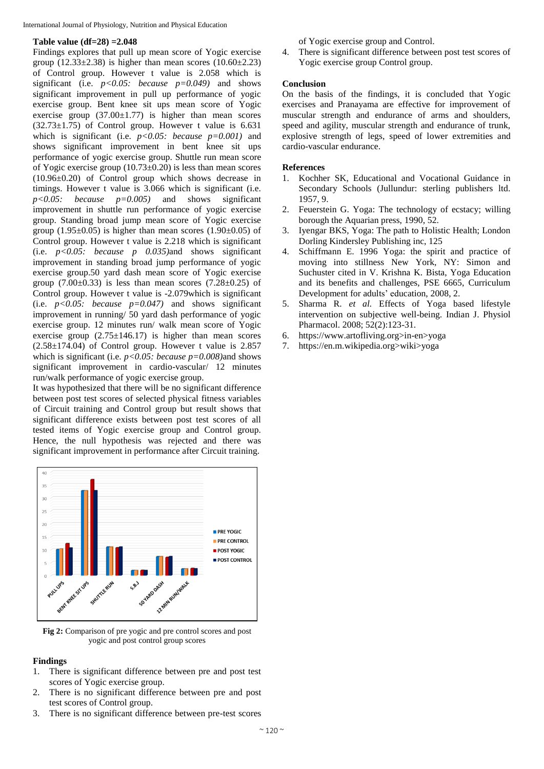**Table value (df=28) =2.048**

Findings explores that pull up mean score of Yogic exercise group (12.33±2.38) is higher than mean scores (10.60±2.23) of Control group. However t value is 2.058 which is significant (i.e. *p<0.05: because p=0.049)* and shows significant improvement in pull up performance of yogic exercise group. Bent knee sit ups mean score of Yogic exercise group (37.00±1.77) is higher than mean scores (32.73±1.75) of Control group. However t value is 6.631 which is significant (i.e. *p<0.05: because p=0.001)* and shows significant improvement in bent knee sit ups performance of yogic exercise group. Shuttle run mean score of Yogic exercise group (10.73±0.20) is less than mean scores (10.96±0.20) of Control group which shows decrease in timings. However t value is 3.066 which is significant (i.e. *p<0.05: because p=0.005)* and shows significant improvement in shuttle run performance of yogic exercise group. Standing broad jump mean score of Yogic exercise group (1.95±0.05) is higher than mean scores (1.90±0.05) of Control group. However t value is 2.218 which is significant (i.e. *p<0.05: because p 0.035)*and shows significant improvement in standing broad jump performance of yogic exercise group.50 yard dash mean score of Yogic exercise group (7.00±0.33) is less than mean scores (7.28±0.25) of Control group. However t value is -2.079which is significant (i.e. *p<0.05: because p=0.047)* and shows significant improvement in running/ 50 yard dash performance of yogic exercise group. 12 minutes run/ walk mean score of Yogic exercise group (2.75±146.17) is higher than mean scores (2.58±174.04) of Control group. However t value is 2.857 which is significant (i.e. *p<0.05: because p=0.008)*and shows significant improvement in cardio-vascular/ 12 minutes run/walk performance of yogic exercise group.

It was hypothesized that there will be no significant difference between post test scores of selected physical fitness variables of Circuit training and Control group but result shows that significant difference exists between post test scores of all tested items of Yogic exercise group and Control group. Hence, the null hypothesis was rejected and there was significant improvement in performance after Circuit training.

40
35
30
25
20
15
10
5
0

PULL UPS
BENT KNEE SIT UPS
SHUTTLE RUN
S.BJ
50 YARD DASH
12 MIN RUN/WALK

PRE YOGIC
PRE CONTROL
POST YOGIC
POST CONTROL

**Fig 2:** Comparison of pre yogic and pre control scores and post yogic and post control group scores

## Findings

1. There is significant difference between pre and post test scores of Yogic exercise group.
2. There is no significant difference between pre and post test scores of Control group.
3. There is no significant difference between pre-test scores of Yogic exercise group and Control.
4. There is significant difference between post test scores of Yogic exercise group Control group.

## Conclusion

On the basis of the findings, it is concluded that Yogic exercises and Pranayama are effective for improvement of muscular strength and endurance of arms and shoulders, speed and agility, muscular strength and endurance of trunk, explosive strength of legs, speed of lower extremities and cardio-vascular endurance.

## References

1. Kochher SK, Educational and Vocational Guidance in Secondary Schools (Jullundur: sterling publishers ltd. 1957, 9.
2. Feuerstein G. Yoga: The technology of ecstacy; willing borough the Aquarian press, 1990, 52.
3. Iyengar BKS, Yoga: The path to Holistic Health; London Dorling Kindersley Publishing inc, 125
4. Schiffmann E. 1996 Yoga: the spirit and practice of moving into stillness New York, NY: Simon and Suchuster cited in V. Krishna K. Bista, Yoga Education and its benefits and challenges, PSE 6665, Curriculum Development for adults' education, 2008, 2.
5. Sharma R. *et al.* Effects of Yoga based lifestyle intervention on subjective well-being. Indian J. Physiol Pharmacol. 2008; 52(2):123-31.
6. https://www.artofliving.org>in-en>yoga
7. https://en.m.wikipedia.org>wiki>yoga